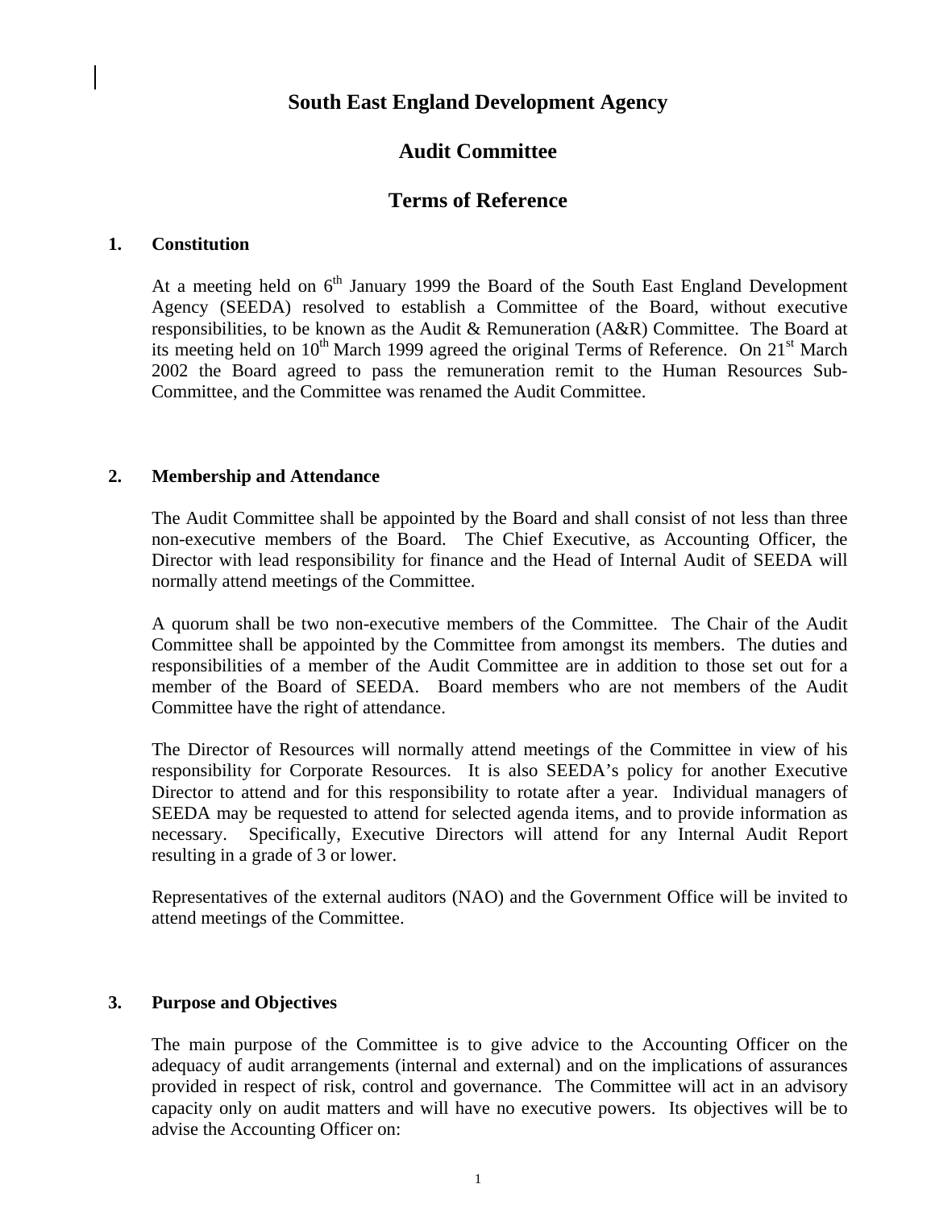# South East England Development Agency

## Audit Committee

## Terms of Reference

### 1. Constitution

At a meeting held on 6th January 1999 the Board of the South East England Development Agency (SEEDA) resolved to establish a Committee of the Board, without executive responsibilities, to be known as the Audit & Remuneration (A&R) Committee. The Board at its meeting held on 10th March 1999 agreed the original Terms of Reference. On 21st March 2002 the Board agreed to pass the remuneration remit to the Human Resources Sub-Committee, and the Committee was renamed the Audit Committee.

### 2. Membership and Attendance

The Audit Committee shall be appointed by the Board and shall consist of not less than three non-executive members of the Board. The Chief Executive, as Accounting Officer, the Director with lead responsibility for finance and the Head of Internal Audit of SEEDA will normally attend meetings of the Committee.

A quorum shall be two non-executive members of the Committee. The Chair of the Audit Committee shall be appointed by the Committee from amongst its members. The duties and responsibilities of a member of the Audit Committee are in addition to those set out for a member of the Board of SEEDA. Board members who are not members of the Audit Committee have the right of attendance.

The Director of Resources will normally attend meetings of the Committee in view of his responsibility for Corporate Resources. It is also SEEDA's policy for another Executive Director to attend and for this responsibility to rotate after a year. Individual managers of SEEDA may be requested to attend for selected agenda items, and to provide information as necessary. Specifically, Executive Directors will attend for any Internal Audit Report resulting in a grade of 3 or lower.

Representatives of the external auditors (NAO) and the Government Office will be invited to attend meetings of the Committee.

### 3. Purpose and Objectives

The main purpose of the Committee is to give advice to the Accounting Officer on the adequacy of audit arrangements (internal and external) and on the implications of assurances provided in respect of risk, control and governance. The Committee will act in an advisory capacity only on audit matters and will have no executive powers. Its objectives will be to advise the Accounting Officer on: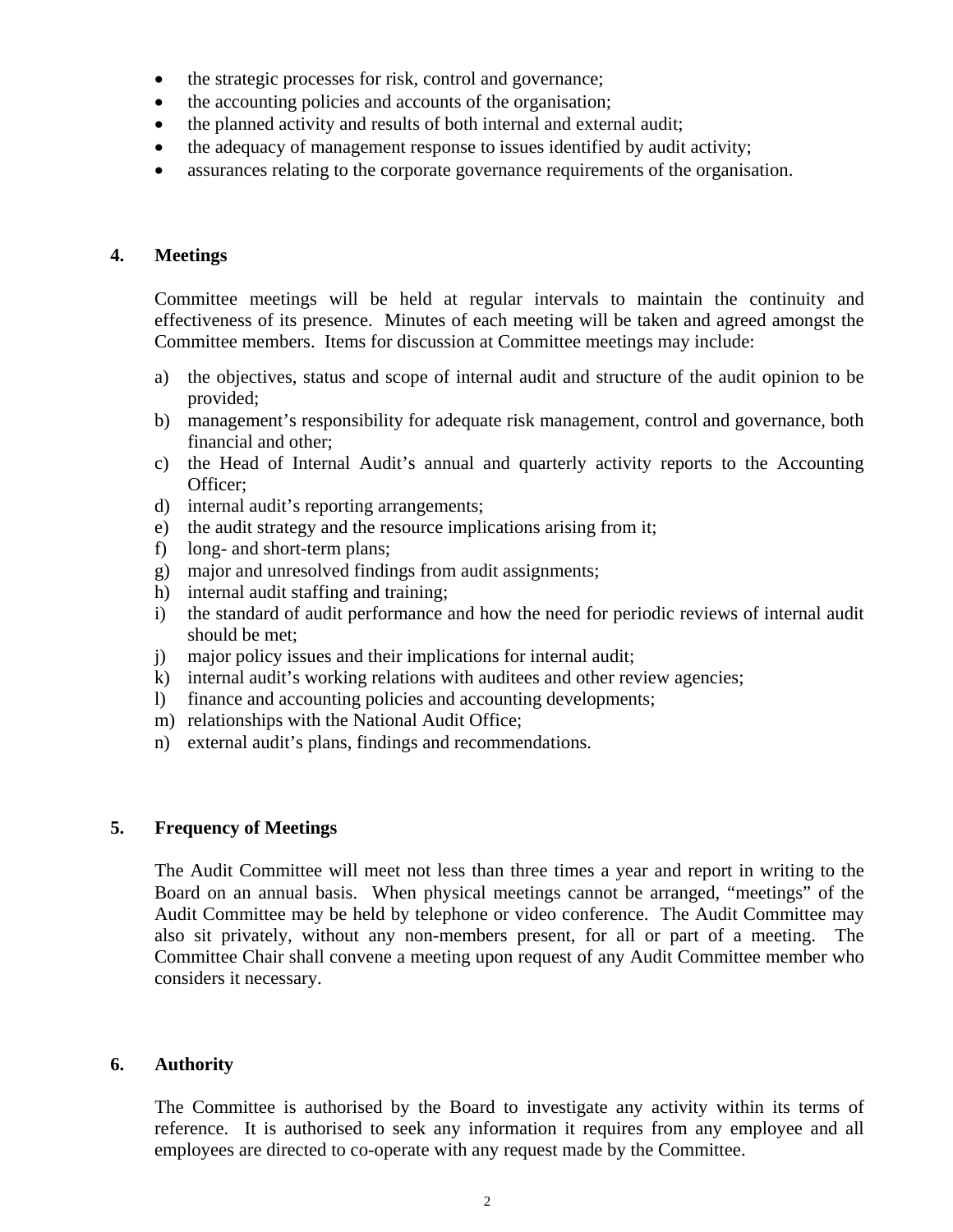- the strategic processes for risk, control and governance;
- the accounting policies and accounts of the organisation;
- the planned activity and results of both internal and external audit;
- the adequacy of management response to issues identified by audit activity;
- assurances relating to the corporate governance requirements of the organisation.

## 4. Meetings

Committee meetings will be held at regular intervals to maintain the continuity and effectiveness of its presence. Minutes of each meeting will be taken and agreed amongst the Committee members. Items for discussion at Committee meetings may include:

a) the objectives, status and scope of internal audit and structure of the audit opinion to be provided;
b) management's responsibility for adequate risk management, control and governance, both financial and other;
c) the Head of Internal Audit's annual and quarterly activity reports to the Accounting Officer;
d) internal audit's reporting arrangements;
e) the audit strategy and the resource implications arising from it;
f) long- and short-term plans;
g) major and unresolved findings from audit assignments;
h) internal audit staffing and training;
i) the standard of audit performance and how the need for periodic reviews of internal audit should be met;
j) major policy issues and their implications for internal audit;
k) internal audit's working relations with auditees and other review agencies;
l) finance and accounting policies and accounting developments;
m) relationships with the National Audit Office;
n) external audit's plans, findings and recommendations.

## 5. Frequency of Meetings

The Audit Committee will meet not less than three times a year and report in writing to the Board on an annual basis. When physical meetings cannot be arranged, "meetings" of the Audit Committee may be held by telephone or video conference. The Audit Committee may also sit privately, without any non-members present, for all or part of a meeting. The Committee Chair shall convene a meeting upon request of any Audit Committee member who considers it necessary.

## 6. Authority

The Committee is authorised by the Board to investigate any activity within its terms of reference. It is authorised to seek any information it requires from any employee and all employees are directed to co-operate with any request made by the Committee.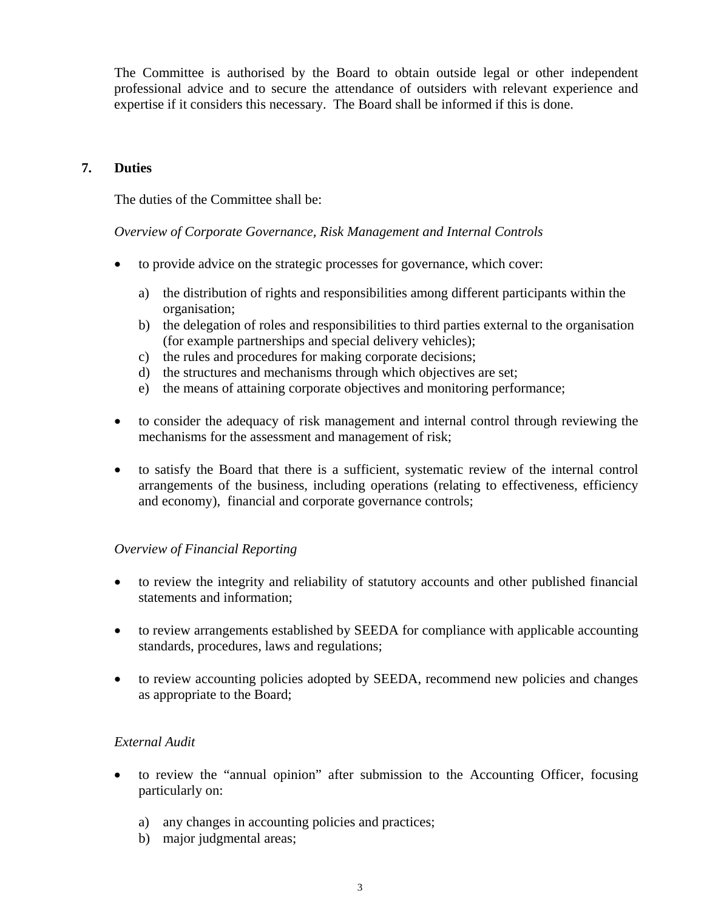The Committee is authorised by the Board to obtain outside legal or other independent professional advice and to secure the attendance of outsiders with relevant experience and expertise if it considers this necessary. The Board shall be informed if this is done.

## 7. Duties

The duties of the Committee shall be:

*Overview of Corporate Governance, Risk Management and Internal Controls*

- to provide advice on the strategic processes for governance, which cover:

  a) the distribution of rights and responsibilities among different participants within the organisation;
  b) the delegation of roles and responsibilities to third parties external to the organisation (for example partnerships and special delivery vehicles);
  c) the rules and procedures for making corporate decisions;
  d) the structures and mechanisms through which objectives are set;
  e) the means of attaining corporate objectives and monitoring performance;

- to consider the adequacy of risk management and internal control through reviewing the mechanisms for the assessment and management of risk;

- to satisfy the Board that there is a sufficient, systematic review of the internal control arrangements of the business, including operations (relating to effectiveness, efficiency and economy), financial and corporate governance controls;

*Overview of Financial Reporting*

- to review the integrity and reliability of statutory accounts and other published financial statements and information;

- to review arrangements established by SEEDA for compliance with applicable accounting standards, procedures, laws and regulations;

- to review accounting policies adopted by SEEDA, recommend new policies and changes as appropriate to the Board;

*External Audit*

- to review the "annual opinion" after submission to the Accounting Officer, focusing particularly on:

  a) any changes in accounting policies and practices;
  b) major judgmental areas;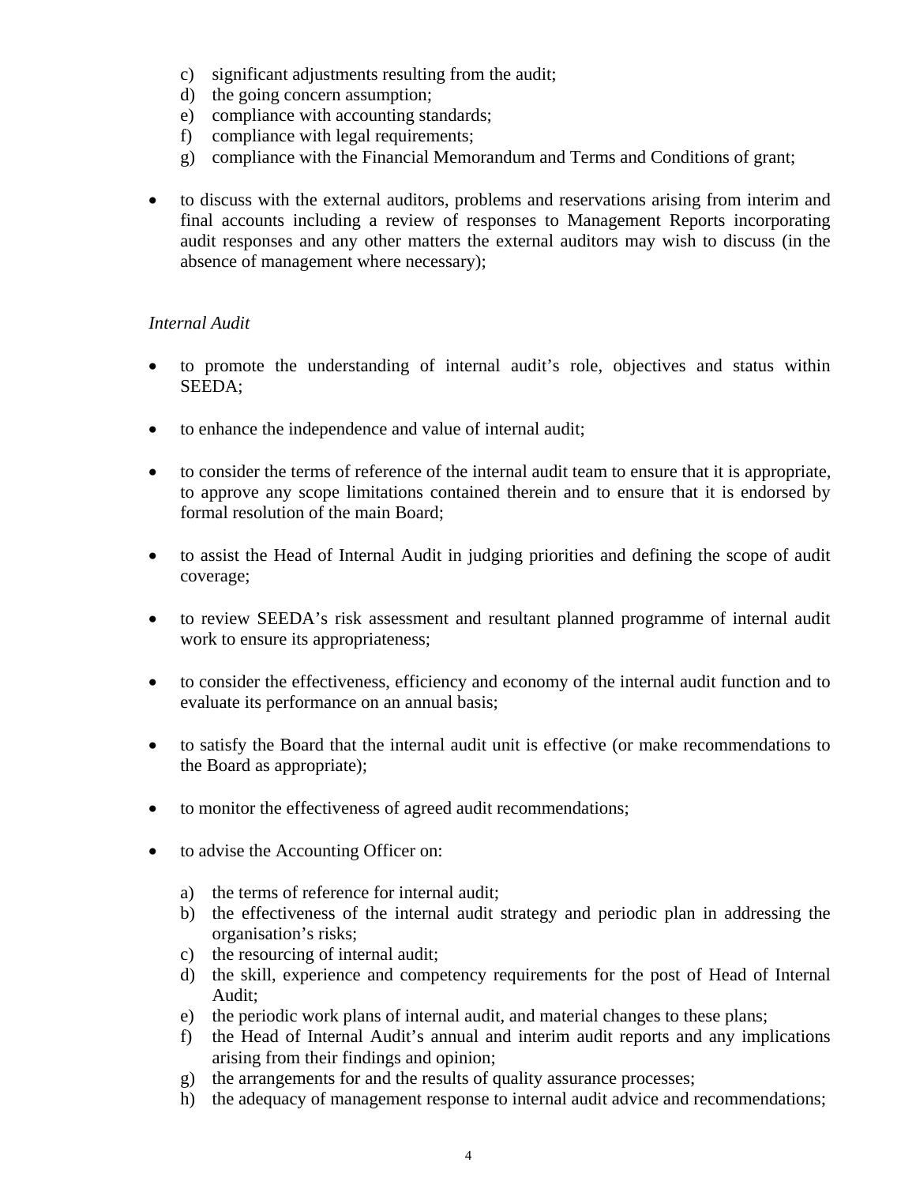c) significant adjustments resulting from the audit;
d) the going concern assumption;
e) compliance with accounting standards;
f) compliance with legal requirements;
g) compliance with the Financial Memorandum and Terms and Conditions of grant;

- to discuss with the external auditors, problems and reservations arising from interim and final accounts including a review of responses to Management Reports incorporating audit responses and any other matters the external auditors may wish to discuss (in the absence of management where necessary);

*Internal Audit*

- to promote the understanding of internal audit's role, objectives and status within SEEDA;

- to enhance the independence and value of internal audit;

- to consider the terms of reference of the internal audit team to ensure that it is appropriate, to approve any scope limitations contained therein and to ensure that it is endorsed by formal resolution of the main Board;

- to assist the Head of Internal Audit in judging priorities and defining the scope of audit coverage;

- to review SEEDA's risk assessment and resultant planned programme of internal audit work to ensure its appropriateness;

- to consider the effectiveness, efficiency and economy of the internal audit function and to evaluate its performance on an annual basis;

- to satisfy the Board that the internal audit unit is effective (or make recommendations to the Board as appropriate);

- to monitor the effectiveness of agreed audit recommendations;

- to advise the Accounting Officer on:

  a) the terms of reference for internal audit;
  b) the effectiveness of the internal audit strategy and periodic plan in addressing the organisation's risks;
  c) the resourcing of internal audit;
  d) the skill, experience and competency requirements for the post of Head of Internal Audit;
  e) the periodic work plans of internal audit, and material changes to these plans;
  f) the Head of Internal Audit's annual and interim audit reports and any implications arising from their findings and opinion;
  g) the arrangements for and the results of quality assurance processes;
  h) the adequacy of management response to internal audit advice and recommendations;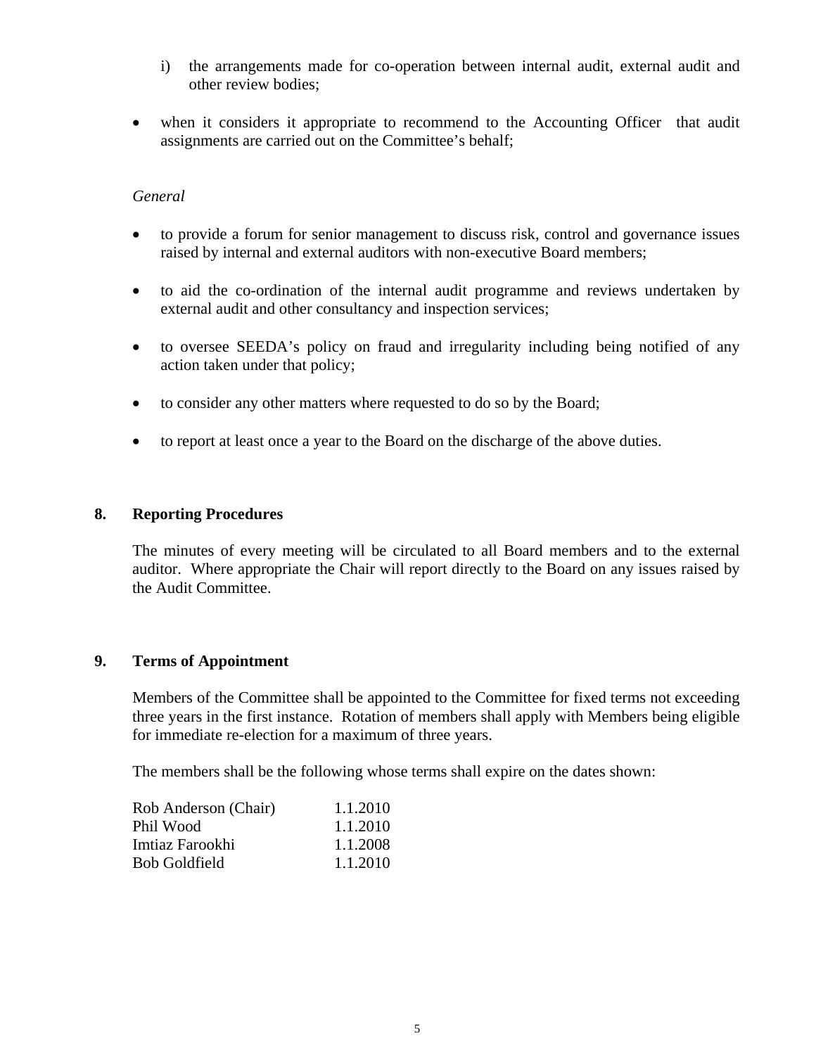i) the arrangements made for co-operation between internal audit, external audit and other review bodies;

- when it considers it appropriate to recommend to the Accounting Officer that audit assignments are carried out on the Committee's behalf;

*General*

- to provide a forum for senior management to discuss risk, control and governance issues raised by internal and external auditors with non-executive Board members;
- to aid the co-ordination of the internal audit programme and reviews undertaken by external audit and other consultancy and inspection services;
- to oversee SEEDA's policy on fraud and irregularity including being notified of any action taken under that policy;
- to consider any other matters where requested to do so by the Board;
- to report at least once a year to the Board on the discharge of the above duties.

## 8. Reporting Procedures

The minutes of every meeting will be circulated to all Board members and to the external auditor. Where appropriate the Chair will report directly to the Board on any issues raised by the Audit Committee.

## 9. Terms of Appointment

Members of the Committee shall be appointed to the Committee for fixed terms not exceeding three years in the first instance. Rotation of members shall apply with Members being eligible for immediate re-election for a maximum of three years.

The members shall be the following whose terms shall expire on the dates shown:

| | |
|---|---|
| Rob Anderson (Chair) | 1.1.2010 |
| Phil Wood | 1.1.2010 |
| Imtiaz Farookhi | 1.1.2008 |
| Bob Goldfield | 1.1.2010 |